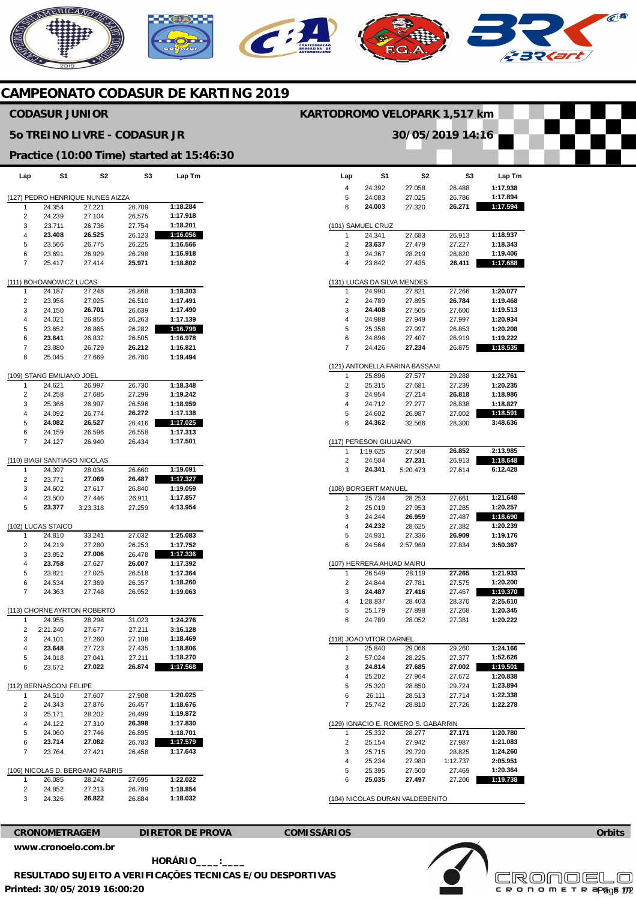# CAMPEONATO CODASUR DE KARTING 2019

## CODASUR JUNIOR

**KARTODROMO VELOPARK 1,517 km**

## 5o TREINO LIVRE - CODASUR JR

**30/05/2019 14:16**

**Practice (10:00 Time) started at 15:46:30**

| Lap | S1 | S2 | S3 | Lap Tm |
|---|---|---|---|---|
| **(127) PEDRO HENRIQUE NUNES AIZZA** | | | | |
| 1 | 24.354 | 27.221 | 26.709 | **1:18.284** |
| 2 | 24.239 | 27.104 | 26.575 | **1:17.918** |
| 3 | 23.711 | 26.736 | 27.754 | **1:18.201** |
| 4 | **23.408** | **26.525** | 26.123 | **1:16.056** |
| 5 | 23.566 | 26.775 | 26.225 | **1:16.566** |
| 6 | 23.691 | 26.929 | 26.298 | **1:16.918** |
| 7 | 25.417 | 27.414 | **25.971** | **1:18.802** |
| **(111) BOHDANOWICZ LUCAS** | | | | |
| 1 | 24.187 | 27.248 | 26.868 | **1:18.303** |
| 2 | 23.956 | 27.025 | 26.510 | **1:17.491** |
| 3 | 24.150 | **26.701** | 26.639 | **1:17.490** |
| 4 | 24.021 | 26.855 | 26.263 | **1:17.139** |
| 5 | 23.652 | 26.865 | 26.282 | **1:16.799** |
| 6 | **23.641** | 26.832 | 26.505 | **1:16.978** |
| 7 | 23.880 | 26.729 | **26.212** | **1:16.821** |
| 8 | 25.045 | 27.669 | 26.780 | **1:19.494** |
| **(109) STANG EMILIANO JOEL** | | | | |
| 1 | 24.621 | 26.997 | 26.730 | **1:18.348** |
| 2 | 24.258 | 27.685 | 27.299 | **1:19.242** |
| 3 | 25.366 | 26.997 | 26.596 | **1:18.959** |
| 4 | 24.092 | 26.774 | **26.272** | **1:17.138** |
| 5 | **24.082** | **26.527** | 26.416 | **1:17.025** |
| 6 | 24.159 | 26.596 | 26.558 | **1:17.313** |
| 7 | 24.127 | 26.940 | 26.434 | **1:17.501** |
| **(110) BIAGI SANTIAGO NICOLAS** | | | | |
| 1 | 24.397 | 28.034 | 26.660 | **1:19.091** |
| 2 | 23.771 | **27.069** | **26.487** | **1:17.327** |
| 3 | 24.602 | 27.617 | 26.840 | **1:19.059** |
| 4 | 23.500 | 27.446 | 26.911 | **1:17.857** |
| 5 | **23.377** | 3:23.318 | 27.259 | **4:13.954** |
| **(102) LUCAS STAICO** | | | | |
| 1 | 24.810 | 33.241 | 27.032 | **1:25.083** |
| 2 | 24.219 | 27.280 | 26.253 | **1:17.752** |
| 3 | 23.852 | **27.006** | 26.478 | **1:17.336** |
| 4 | **23.758** | 27.627 | **26.007** | **1:17.392** |
| 5 | 23.821 | 27.025 | 26.518 | **1:17.364** |
| 6 | 24.534 | 27.369 | 26.357 | **1:18.260** |
| 7 | 24.363 | 27.748 | 26.952 | **1:19.063** |
| **(113) CHORNE AYRTON ROBERTO** | | | | |
| 1 | 24.955 | 28.298 | 31.023 | **1:24.276** |
| 2 | 2:21.240 | 27.677 | 27.211 | **3:16.128** |
| 3 | 24.101 | 27.260 | 27.108 | **1:18.469** |
| 4 | **23.648** | 27.723 | 27.435 | **1:18.806** |
| 5 | 24.018 | 27.041 | 27.211 | **1:18.270** |
| 6 | 23.672 | **27.022** | **26.874** | **1:17.568** |
| **(112) BERNASCONI FELIPE** | | | | |
| 1 | 24.510 | 27.607 | 27.908 | **1:20.025** |
| 2 | 24.343 | 27.876 | 26.457 | **1:18.676** |
| 3 | 25.171 | 28.202 | 26.499 | **1:19.872** |
| 4 | 24.122 | 27.310 | **26.398** | **1:17.830** |
| 5 | 24.060 | 27.746 | 26.895 | **1:18.701** |
| 6 | **23.714** | **27.082** | 26.783 | **1:17.579** |
| 7 | 23.764 | 27.421 | 26.458 | **1:17.643** |
| **(106) NICOLAS D. BERGAMO FABRIS** | | | | |
| 1 | 26.085 | 28.242 | 27.695 | **1:22.022** |
| 2 | 24.852 | 27.213 | 26.789 | **1:18.854** |
| 3 | 24.326 | **26.822** | 26.884 | **1:18.032** |
| 4 | 24.392 | 27.058 | 26.488 | **1:17.938** |
| 5 | 24.083 | 27.025 | 26.786 | **1:17.894** |
| 6 | **24.003** | 27.320 | **26.271** | **1:17.594** |
| **(101) SAMUEL CRUZ** | | | | |
| 1 | 24.341 | 27.683 | 26.913 | **1:18.937** |
| 2 | **23.637** | 27.479 | 27.227 | **1:18.343** |
| 3 | 24.367 | 28.219 | 26.820 | **1:19.406** |
| 4 | 23.842 | 27.435 | **26.411** | **1:17.688** |
| **(131) LUCAS DA SILVA MENDES** | | | | |
| 1 | 24.990 | 27.821 | 27.266 | **1:20.077** |
| 2 | 24.789 | 27.895 | **26.784** | **1:19.468** |
| 3 | **24.408** | 27.505 | 27.600 | **1:19.513** |
| 4 | 24.988 | 27.949 | 27.997 | **1:20.934** |
| 5 | 25.358 | 27.997 | 26.853 | **1:20.208** |
| 6 | 24.896 | 27.407 | 26.919 | **1:19.222** |
| 7 | 24.426 | **27.234** | 26.875 | **1:18.535** |
| **(121) ANTONELLA FARINA BASSANI** | | | | |
| 1 | 25.896 | 27.577 | 29.288 | **1:22.761** |
| 2 | 25.315 | 27.681 | 27.239 | **1:20.235** |
| 3 | 24.954 | 27.214 | **26.818** | **1:18.986** |
| 4 | 24.712 | 27.277 | 26.838 | **1:18.827** |
| 5 | 24.602 | 26.987 | 27.002 | **1:18.591** |
| 6 | **24.362** | 32.566 | 28.300 | **3:48.636** |
| **(117) PERESON GIULIANO** | | | | |
| 1 | 1:19.625 | 27.508 | **26.852** | **2:13.985** |
| 2 | 24.504 | **27.231** | 26.913 | **1:18.648** |
| 3 | **24.341** | 5:20.473 | 27.614 | **6:12.428** |
| **(108) BORGERT MANUEL** | | | | |
| 1 | 25.734 | 28.253 | 27.661 | **1:21.648** |
| 2 | 25.019 | 27.953 | 27.285 | **1:20.257** |
| 3 | 24.244 | **26.959** | 27.487 | **1:18.690** |
| 4 | **24.232** | 28.625 | 27.382 | **1:20.239** |
| 5 | 24.931 | 27.336 | **26.909** | **1:19.176** |
| 6 | 24.564 | 2:57.969 | 27.834 | **3:50.367** |
| **(107) HERRERA AHUAD MAIRU** | | | | |
| 1 | 26.549 | 28.119 | **27.265** | **1:21.933** |
| 2 | 24.844 | 27.781 | 27.575 | **1:20.200** |
| 3 | **24.487** | **27.416** | 27.467 | **1:19.370** |
| 4 | 1:28.837 | 28.403 | 28.370 | **2:25.610** |
| 5 | 25.179 | 27.898 | 27.268 | **1:20.345** |
| 6 | 24.789 | 28.052 | 27.381 | **1:20.222** |
| **(118) JOAO VITOR DARNEL** | | | | |
| 1 | 25.840 | 29.066 | 29.260 | **1:24.166** |
| 2 | 57.024 | 28.225 | 27.377 | **1:52.626** |
| 3 | **24.814** | **27.685** | **27.002** | **1:19.501** |
| 4 | 25.202 | 27.964 | 27.672 | **1:20.838** |
| 5 | 25.320 | 28.850 | 29.724 | **1:23.894** |
| 6 | 26.111 | 28.513 | 27.714 | **1:22.338** |
| 7 | 25.742 | 28.810 | 27.726 | **1:22.278** |
| **(129) IGNACIO E. ROMERO S. GABARRIN** | | | | |
| 1 | 25.332 | 28.277 | **27.171** | **1:20.780** |
| 2 | 25.154 | 27.942 | 27.987 | **1:21.083** |
| 3 | 25.715 | 29.720 | 28.825 | **1:24.260** |
| 4 | 25.234 | 27.980 | 1:12.737 | **2:05.951** |
| 5 | 25.395 | 27.500 | 27.469 | **1:20.364** |
| 6 | **25.035** | **27.497** | 27.206 | **1:19.738** |
| **(104) NICOLAS DURAN VALDEBENITO** | | | | |

**CRONOMETRAGEM** **DIRETOR DE PROVA** **COMISSÁRIOS** **Orbits**

**www.cronoelo.com.br**

**HORÁRIO____:____**

**RESULTADO SUJEITO A VERIFICAÇÕES TECNICAS E/OU DESPORTIVAS**

**Printed: 30/05/2019 16:00:20**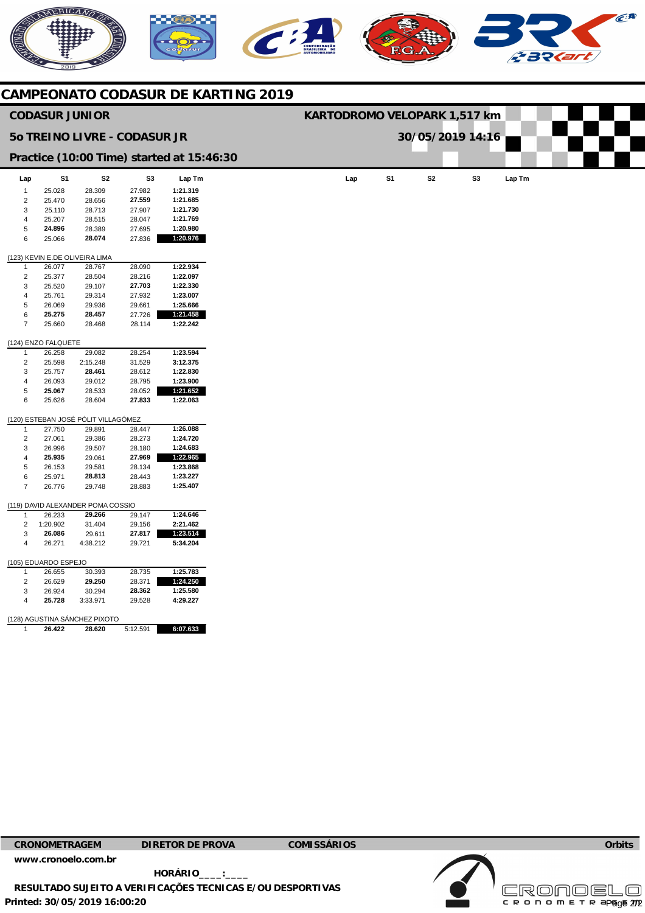# CAMPEONATO CODASUR DE KARTING 2019

## CODASUR JUNIOR

**KARTODROMO VELOPARK 1,517 km**

## 5o TREINO LIVRE - CODASUR JR

**30/05/2019 14:16**

## Practice (10:00 Time) started at 15:46:30

| Lap | S1 | S2 | S3 | Lap Tm |
|---|---|---|---|---|
| 1 | 25.028 | 28.309 | 27.982 | **1:21.319** |
| 2 | 25.470 | 28.656 | **27.559** | **1:21.685** |
| 3 | 25.110 | 28.713 | 27.907 | **1:21.730** |
| 4 | 25.207 | 28.515 | 28.047 | **1:21.769** |
| 5 | **24.896** | 28.389 | 27.695 | **1:20.980** |
| 6 | 25.066 | **28.074** | 27.836 | **1:20.976** |

(123) KEVIN E.DE OLIVEIRA LIMA

| Lap | S1 | S2 | S3 | Lap Tm |
|---|---|---|---|---|
| 1 | 26.077 | 28.767 | 28.090 | **1:22.934** |
| 2 | 25.377 | 28.504 | 28.216 | **1:22.097** |
| 3 | 25.520 | 29.107 | **27.703** | **1:22.330** |
| 4 | 25.761 | 29.314 | 27.932 | **1:23.007** |
| 5 | 26.069 | 29.936 | 29.661 | **1:25.666** |
| 6 | **25.275** | **28.457** | 27.726 | **1:21.458** |
| 7 | 25.660 | 28.468 | 28.114 | **1:22.242** |

(124) ENZO FALQUETE

| Lap | S1 | S2 | S3 | Lap Tm |
|---|---|---|---|---|
| 1 | 26.258 | 29.082 | 28.254 | **1:23.594** |
| 2 | 25.598 | 2:15.248 | 31.529 | **3:12.375** |
| 3 | 25.757 | **28.461** | 28.612 | **1:22.830** |
| 4 | 26.093 | 29.012 | 28.795 | **1:23.900** |
| 5 | **25.067** | 28.533 | 28.052 | **1:21.652** |
| 6 | 25.626 | 28.604 | **27.833** | **1:22.063** |

(120) ESTEBAN JOSÉ PÓLIT VILLAGÓMEZ

| Lap | S1 | S2 | S3 | Lap Tm |
|---|---|---|---|---|
| 1 | 27.750 | 29.891 | 28.447 | **1:26.088** |
| 2 | 27.061 | 29.386 | 28.273 | **1:24.720** |
| 3 | 26.996 | 29.507 | 28.180 | **1:24.683** |
| 4 | **25.935** | 29.061 | **27.969** | **1:22.965** |
| 5 | 26.153 | 29.581 | 28.134 | **1:23.868** |
| 6 | 25.971 | **28.813** | 28.443 | **1:23.227** |
| 7 | 26.776 | 29.748 | 28.883 | **1:25.407** |

(119) DAVID ALEXANDER POMA COSSIO

| Lap | S1 | S2 | S3 | Lap Tm |
|---|---|---|---|---|
| 1 | 26.233 | **29.266** | 29.147 | **1:24.646** |
| 2 | 1:20.902 | 31.404 | 29.156 | **2:21.462** |
| 3 | **26.086** | 29.611 | **27.817** | **1:23.514** |
| 4 | 26.271 | 4:38.212 | 29.721 | **5:34.204** |

(105) EDUARDO ESPEJO

| Lap | S1 | S2 | S3 | Lap Tm |
|---|---|---|---|---|
| 1 | 26.655 | 30.393 | 28.735 | **1:25.783** |
| 2 | 26.629 | **29.250** | 28.371 | **1:24.250** |
| 3 | 26.924 | 30.294 | **28.362** | **1:25.580** |
| 4 | **25.728** | 3:33.971 | 29.528 | **4:29.227** |

(128) AGUSTINA SÁNCHEZ PIXOTO

| Lap | S1 | S2 | S3 | Lap Tm |
|---|---|---|---|---|
| 1 | **26.422** | **28.620** | 5:12.591 | **6:07.633** |

**CRONOMETRAGEM** **DIRETOR DE PROVA** **COMISSÁRIOS** **Orbits**

**www.cronoelo.com.br**

**HORÁRIO____:____**

**RESULTADO SUJEITO A VERIFICAÇÕES TECNICAS E/OU DESPORTIVAS**

**Printed: 30/05/2019 16:00:20**

CRONOELO CRONOMETRAGEM